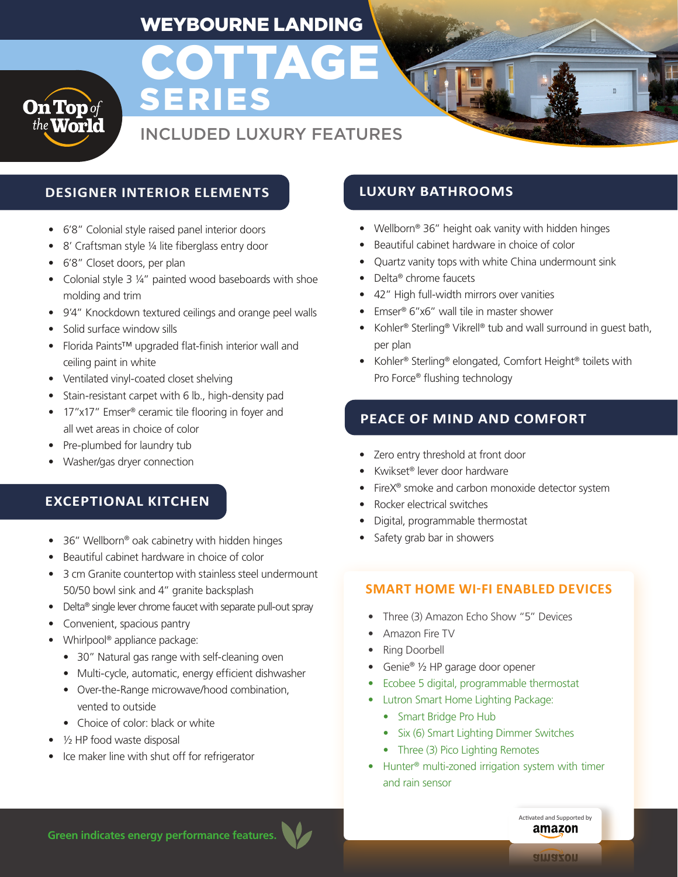# WEYBOURNE LANDING

# COTTAGE SERIES

## INCLUDED LUXURY FEATURES

On Top of the World

### DESIGNER INTERIOR ELEMENTS

- 6'8" Colonial style raised panel interior doors
- 8' Craftsman style ¼ lite fiberglass entry door
- 6'8" Closet doors, per plan
- Colonial style 3 ¼" painted wood baseboards with shoe molding and trim
- 9'4" Knockdown textured ceilings and orange peel walls
- Solid surface window sills
- Florida Paints™ upgraded flat-finish interior wall and ceiling paint in white
- Ventilated vinyl-coated closet shelving
- Stain-resistant carpet with 6 lb., high-density pad
- 17"x17" Emser® ceramic tile flooring in foyer and all wet areas in choice of color
- Pre-plumbed for laundry tub
- Washer/gas dryer connection

### EXCEPTIONAL KITCHEN

- 36" Wellborn® oak cabinetry with hidden hinges
- Beautiful cabinet hardware in choice of color
- 3 cm Granite countertop with stainless steel undermount 50/50 bowl sink and 4" granite backsplash
- Delta® single lever chrome faucet with separate pull-out spray
- Convenient, spacious pantry
- Whirlpool® appliance package:
  - 30" Natural gas range with self-cleaning oven
  - Multi-cycle, automatic, energy efficient dishwasher
  - Over-the-Range microwave/hood combination, vented to outside
  - Choice of color: black or white
- ½ HP food waste disposal
- Ice maker line with shut off for refrigerator

### LUXURY BATHROOMS

- Wellborn® 36" height oak vanity with hidden hinges
- Beautiful cabinet hardware in choice of color
- Quartz vanity tops with white China undermount sink
- Delta® chrome faucets
- 42" High full-width mirrors over vanities
- Emser® 6"x6" wall tile in master shower
- Kohler® Sterling® Vikrell® tub and wall surround in guest bath, per plan
- Kohler® Sterling® elongated, Comfort Height® toilets with Pro Force® flushing technology

### PEACE OF MIND AND COMFORT

- Zero entry threshold at front door
- Kwikset® lever door hardware
- FireX® smoke and carbon monoxide detector system
- Rocker electrical switches
- Digital, programmable thermostat
- Safety grab bar in showers

### SMART HOME WI-FI ENABLED DEVICES

- Three (3) Amazon Echo Show "5" Devices
- Amazon Fire TV
- Ring Doorbell
- Genie® ½ HP garage door opener
- Ecobee 5 digital, programmable thermostat
- Lutron Smart Home Lighting Package:
  - Smart Bridge Pro Hub
  - Six (6) Smart Lighting Dimmer Switches
  - Three (3) Pico Lighting Remotes
- Hunter® multi-zoned irrigation system with timer and rain sensor

Activated and Supported by amazon

**Green indicates energy performance features.**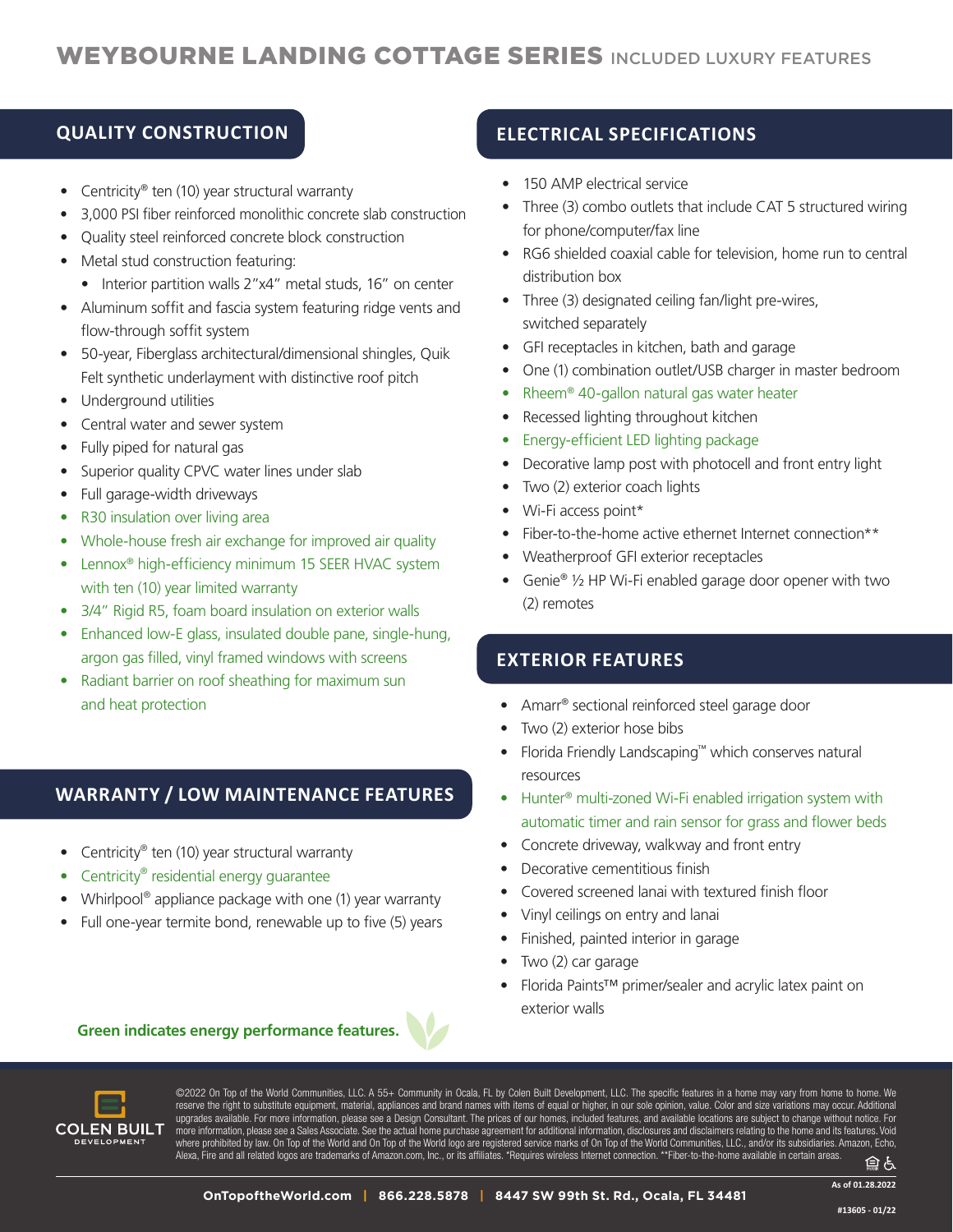# WEYBOURNE LANDING COTTAGE SERIES INCLUDED LUXURY FEATURES

## QUALITY CONSTRUCTION

- Centricity® ten (10) year structural warranty
- 3,000 PSI fiber reinforced monolithic concrete slab construction
- Quality steel reinforced concrete block construction
- Metal stud construction featuring:
  - Interior partition walls 2"x4" metal studs, 16" on center
- Aluminum soffit and fascia system featuring ridge vents and flow-through soffit system
- 50-year, Fiberglass architectural/dimensional shingles, Quik Felt synthetic underlayment with distinctive roof pitch
- Underground utilities
- Central water and sewer system
- Fully piped for natural gas
- Superior quality CPVC water lines under slab
- Full garage-width driveways
- R30 insulation over living area
- Whole-house fresh air exchange for improved air quality
- Lennox® high-efficiency minimum 15 SEER HVAC system with ten (10) year limited warranty
- 3/4" Rigid R5, foam board insulation on exterior walls
- Enhanced low-E glass, insulated double pane, single-hung, argon gas filled, vinyl framed windows with screens
- Radiant barrier on roof sheathing for maximum sun and heat protection

## WARRANTY / LOW MAINTENANCE FEATURES

- Centricity® ten (10) year structural warranty
- Centricity® residential energy guarantee
- Whirlpool® appliance package with one (1) year warranty
- Full one-year termite bond, renewable up to five (5) years

**Green indicates energy performance features.**

## ELECTRICAL SPECIFICATIONS

- 150 AMP electrical service
- Three (3) combo outlets that include CAT 5 structured wiring for phone/computer/fax line
- RG6 shielded coaxial cable for television, home run to central distribution box
- Three (3) designated ceiling fan/light pre-wires, switched separately
- GFI receptacles in kitchen, bath and garage
- One (1) combination outlet/USB charger in master bedroom
- Rheem® 40-gallon natural gas water heater
- Recessed lighting throughout kitchen
- Energy-efficient LED lighting package
- Decorative lamp post with photocell and front entry light
- Two (2) exterior coach lights
- Wi-Fi access point*
- Fiber-to-the-home active ethernet Internet connection**
- Weatherproof GFI exterior receptacles
- Genie® ½ HP Wi-Fi enabled garage door opener with two (2) remotes

## EXTERIOR FEATURES

- Amarr® sectional reinforced steel garage door
- Two (2) exterior hose bibs
- Florida Friendly Landscaping™ which conserves natural resources
- Hunter® multi-zoned Wi-Fi enabled irrigation system with automatic timer and rain sensor for grass and flower beds
- Concrete driveway, walkway and front entry
- Decorative cementitious finish
- Covered screened lanai with textured finish floor
- Vinyl ceilings on entry and lanai
- Finished, painted interior in garage
- Two (2) car garage
- Florida Paints™ primer/sealer and acrylic latex paint on exterior walls

COLEN BUILT DEVELOPMENT

©2022 On Top of the World Communities, LLC. A 55+ Community in Ocala, FL by Colen Built Development, LLC. The specific features in a home may vary from home to home. We reserve the right to substitute equipment, material, appliances and brand names with items of equal or higher, in our sole opinion, value. Color and size variations may occur. Additional upgrades available. For more information, please see a Design Consultant. The prices of our homes, included features, and available locations are subject to change without notice. For more information, please see a Sales Associate. See the actual home purchase agreement for additional information, disclosures and disclaimers relating to the home and its features. Void where prohibited by law. On Top of the World and On Top of the World logo are registered service marks of On Top of the World Communities, LLC., and/or its subsidiaries. Amazon, Echo, Alexa, Fire and all related logos are trademarks of Amazon.com, Inc., or its affiliates. *Requires wireless Internet connection. **Fiber-to-the-home available in certain areas.

As of 01.28.2022

OnTopoftheWorld.com | 866.228.5878 | 8447 SW 99th St. Rd., Ocala, FL 34481

#13605 - 01/22